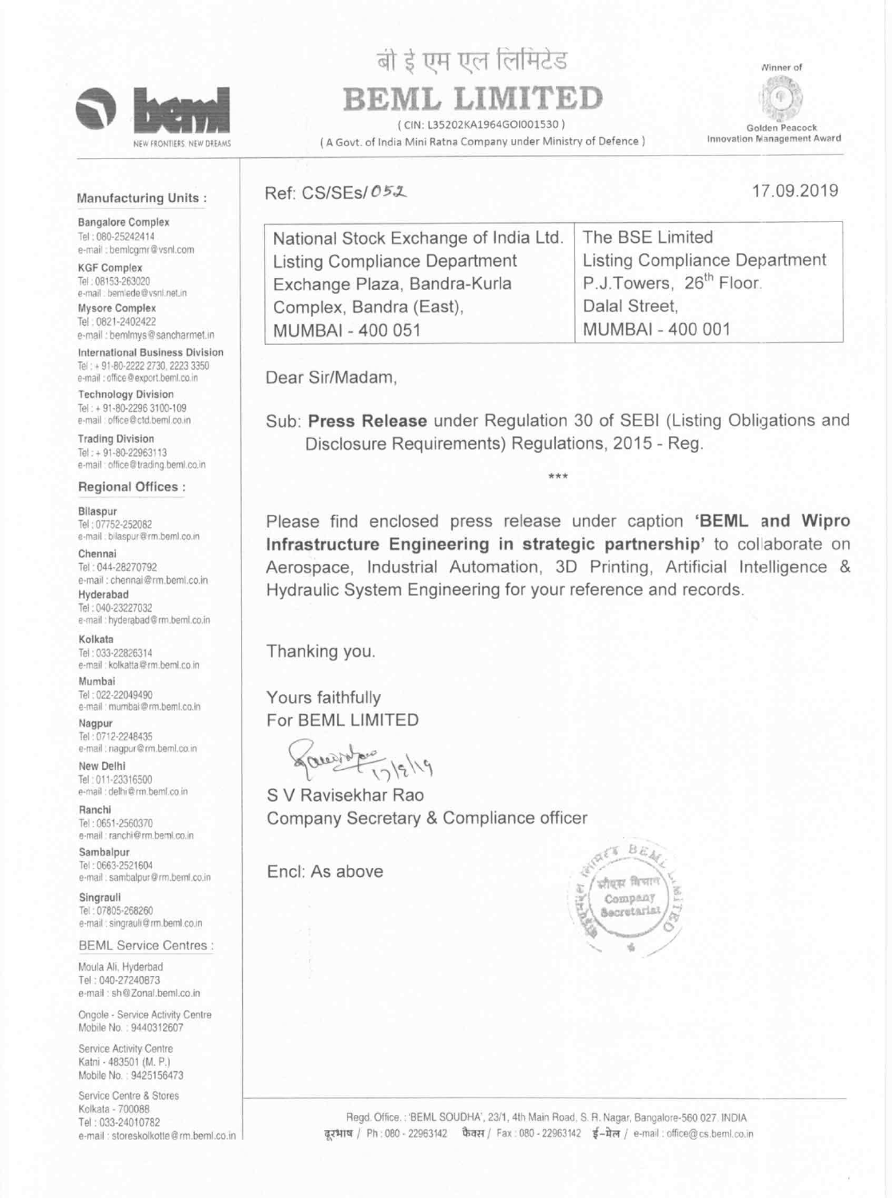बी इ एम एल लिमिटेड

# BEML LIMITED

( CIN: L35202KA1964GOI001530 )

( A Govt. of India Mini Ratna Company under Ministry of Defence )

Winner of Golden Peacock Innovation Management Award

**Manufacturing Units :**

Bangalore Complex
Tel : 080-25242414
e-mail : bemlcgmr@vsnl.com

KGF Complex
Tel : 08153-263020
e-mail : bemlede@vsnl.net.in

Mysore Complex
Tel : 0821-2402422
e-mail : bemlmys@sancharmet.in

International Business Division
Tel : + 91-80-2222 2730, 2223 3350
e-mail : office@export.beml.co.in

Technology Division
Tel : + 91-80-2296 3100-109
e-mail : office@ctd.beml.co.in

Trading Division
Tel : + 91-80-22963113
e-mail : office@trading.beml.co.in

**Regional Offices :**

Bilaspur
Tel : 07752-252082
e-mail : bilaspur@rm.beml.co.in

Chennai
Tel : 044-28270792
e-mail : chennai@rm.beml.co.in

Hyderabad
Tel : 040-23227032
e-mail : hyderabad@rm.beml.co.in

Kolkata
Tel : 033-22826314
e-mail : kolkatta@rm.beml.co.in

Mumbai
Tel : 022-22049490
e-mail : mumbai@rm.beml.co.in

Nagpur
Tel : 0712-2248435
e-mail : nagpur@rm.beml.co.in

New Delhi
Tel : 011-23316500
e-mail : delhi@rm.beml.co.in

Ranchi
Tel : 0651-2560370
e-mail : ranchi@rm.beml.co.in

Sambalpur
Tel : 0663-2521604
e-mail : sambalpur@rm.beml.co.in

Singrauli
Tel : 07805-268260
e-mail : singrauli@rm.beml.co.in

**BEML Service Centres :**

Moula Ali, Hyderbad
Tel : 040-27240873
e-mail : sh@Zonal.beml.co.in

Ongole - Service Activity Centre
Mobile No. : 9440312607

Service Activity Centre
Katni - 483501 (M. P.)
Mobile No. : 9425156473

Service Centre & Stores
Kolkata - 700088
Tel : 033-24010782
e-mail : storeskolkotte@rm.beml.co.in

Ref: CS/SEs/052

17.09.2019

| National Stock Exchange of India Ltd. Listing Compliance Department Exchange Plaza, Bandra-Kurla Complex, Bandra (East), MUMBAI - 400 051 | The BSE Limited Listing Compliance Department P.J.Towers, 26th Floor. Dalal Street, MUMBAI - 400 001 |
|---|---|

Dear Sir/Madam,

Sub: **Press Release** under Regulation 30 of SEBI (Listing Obligations and Disclosure Requirements) Regulations, 2015 - Reg.

\*\*\*

Please find enclosed press release under caption **'BEML and Wipro Infrastructure Engineering in strategic partnership'** to collaborate on Aerospace, Industrial Automation, 3D Printing, Artificial Intelligence & Hydraulic System Engineering for your reference and records.

Thanking you.

Yours faithfully
For BEML LIMITED

17/9/19

S V Ravisekhar Rao
Company Secretary & Compliance officer

Encl: As above

Regd. Office.: 'BEML SOUDHA', 23/1, 4th Main Road, S. R. Nagar, Bangalore-560 027. INDIA
दूरभाष / Ph : 080 - 22963142 फैक्स / Fax : 080 - 22963142 ई-मेल / e-mail : office@cs.beml.co.in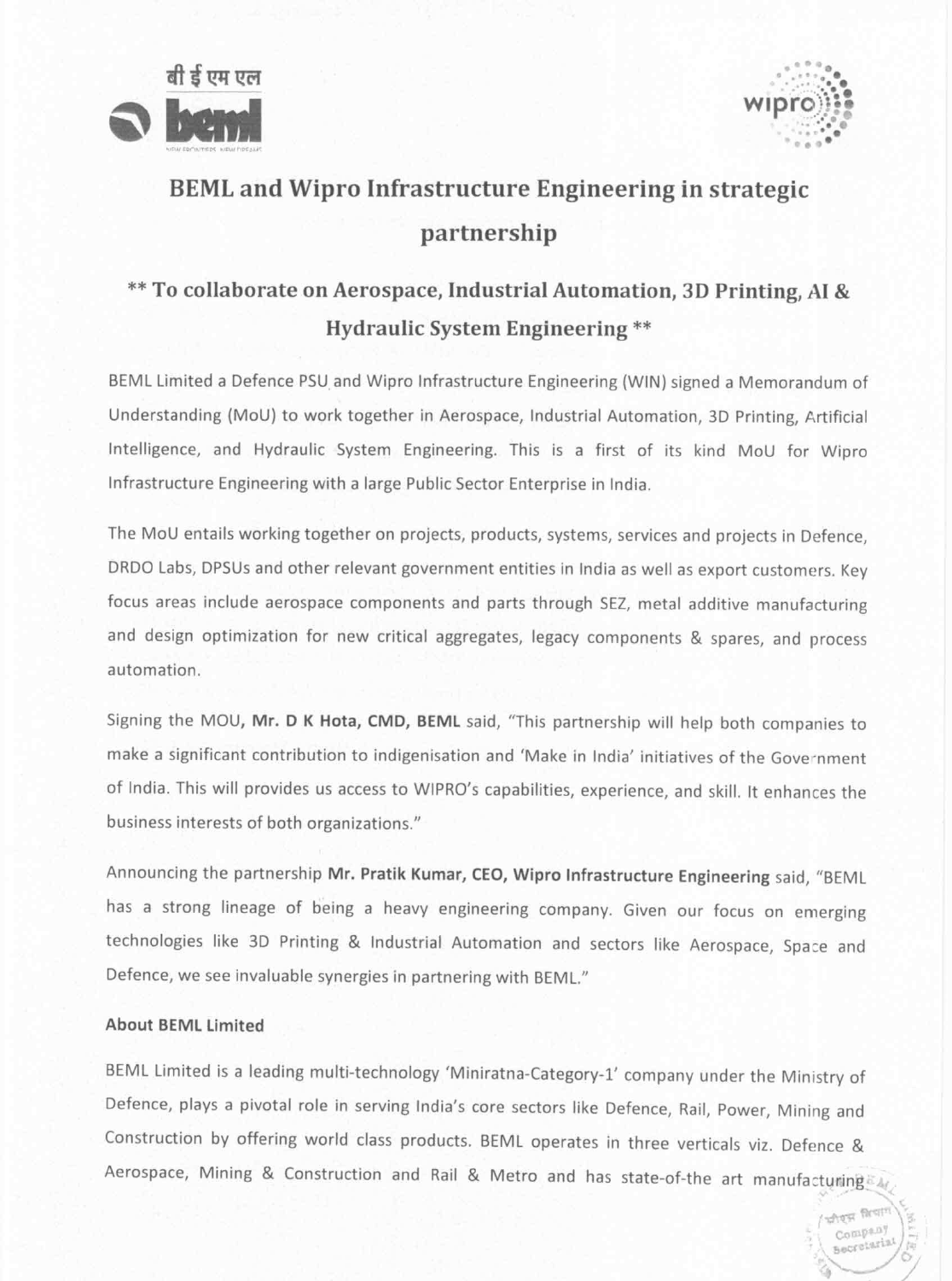बी ई एम एल

# BEML and Wipro Infrastructure Engineering in strategic partnership

## ** To collaborate on Aerospace, Industrial Automation, 3D Printing, AI & Hydraulic System Engineering **

BEML Limited a Defence PSU and Wipro Infrastructure Engineering (WIN) signed a Memorandum of Understanding (MoU) to work together in Aerospace, Industrial Automation, 3D Printing, Artificial Intelligence, and Hydraulic System Engineering. This is a first of its kind MoU for Wipro Infrastructure Engineering with a large Public Sector Enterprise in India.

The MoU entails working together on projects, products, systems, services and projects in Defence, DRDO Labs, DPSUs and other relevant government entities in India as well as export customers. Key focus areas include aerospace components and parts through SEZ, metal additive manufacturing and design optimization for new critical aggregates, legacy components & spares, and process automation.

Signing the MOU, **Mr. D K Hota, CMD, BEML** said, "This partnership will help both companies to make a significant contribution to indigenisation and 'Make in India' initiatives of the Government of India. This will provides us access to WIPRO's capabilities, experience, and skill. It enhances the business interests of both organizations."

Announcing the partnership **Mr. Pratik Kumar, CEO, Wipro Infrastructure Engineering** said, "BEML has a strong lineage of being a heavy engineering company. Given our focus on emerging technologies like 3D Printing & Industrial Automation and sectors like Aerospace, Space and Defence, we see invaluable synergies in partnering with BEML."

**About BEML Limited**

BEML Limited is a leading multi-technology 'Miniratna-Category-1' company under the Ministry of Defence, plays a pivotal role in serving India's core sectors like Defence, Rail, Power, Mining and Construction by offering world class products. BEML operates in three verticals viz. Defence & Aerospace, Mining & Construction and Rail & Metro and has state-of-the art manufacturing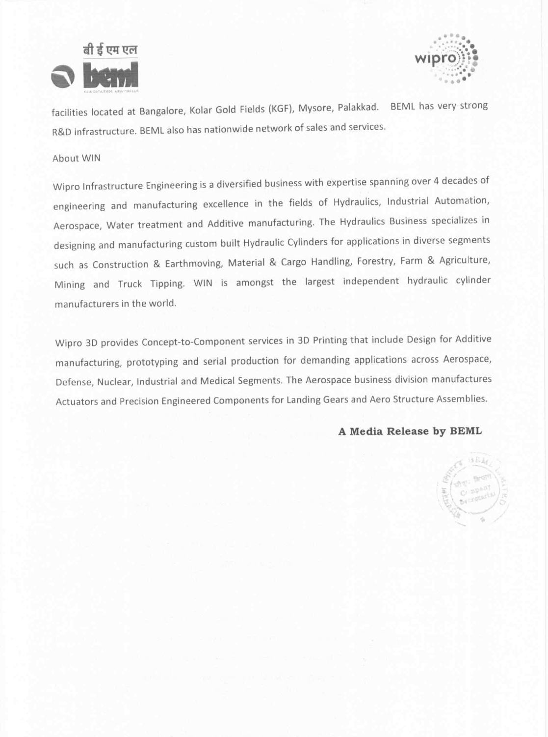facilities located at Bangalore, Kolar Gold Fields (KGF), Mysore, Palakkad. BEML has very strong R&D infrastructure. BEML also has nationwide network of sales and services.

About WIN

Wipro Infrastructure Engineering is a diversified business with expertise spanning over 4 decades of engineering and manufacturing excellence in the fields of Hydraulics, Industrial Automation, Aerospace, Water treatment and Additive manufacturing. The Hydraulics Business specializes in designing and manufacturing custom built Hydraulic Cylinders for applications in diverse segments such as Construction & Earthmoving, Material & Cargo Handling, Forestry, Farm & Agriculture, Mining and Truck Tipping. WIN is amongst the largest independent hydraulic cylinder manufacturers in the world.

Wipro 3D provides Concept-to-Component services in 3D Printing that include Design for Additive manufacturing, prototyping and serial production for demanding applications across Aerospace, Defense, Nuclear, Industrial and Medical Segments. The Aerospace business division manufactures Actuators and Precision Engineered Components for Landing Gears and Aero Structure Assemblies.

**A Media Release by BEML**